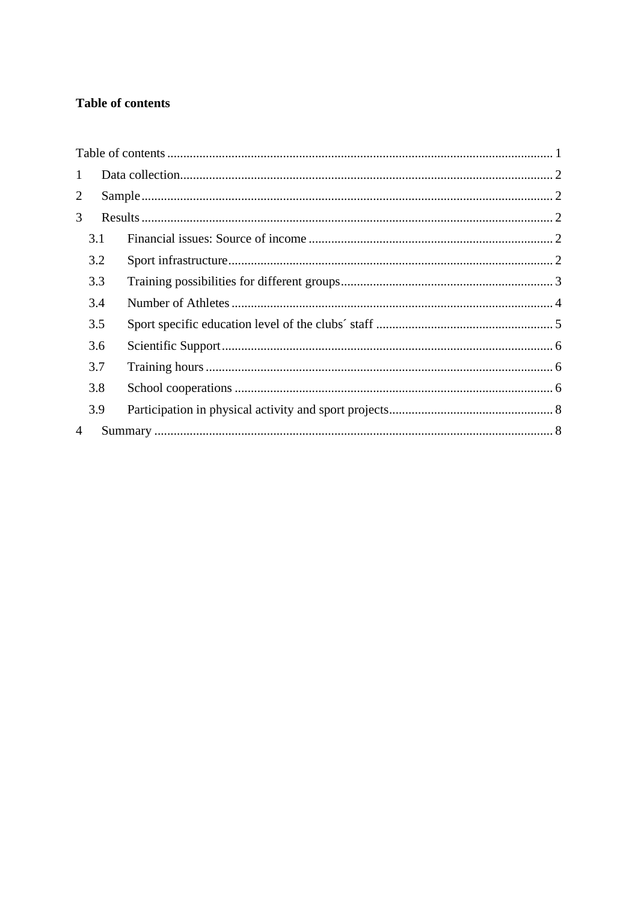**Table of contents**

Table of contents ........................................................ 1
1 Data collection........................................................ 2
2 Sample........................................................ 2
3 Results........................................................ 2
3.1 Financial issues: Source of income ........................................................ 2
3.2 Sport infrastructure........................................................ 2
3.3 Training possibilities for different groups........................................................ 3
3.4 Number of Athletes ........................................................ 4
3.5 Sport specific education level of the clubs´ staff ........................................................ 5
3.6 Scientific Support........................................................ 6
3.7 Training hours ........................................................ 6
3.8 School cooperations ........................................................ 6
3.9 Participation in physical activity and sport projects........................................................ 8
4 Summary ........................................................ 8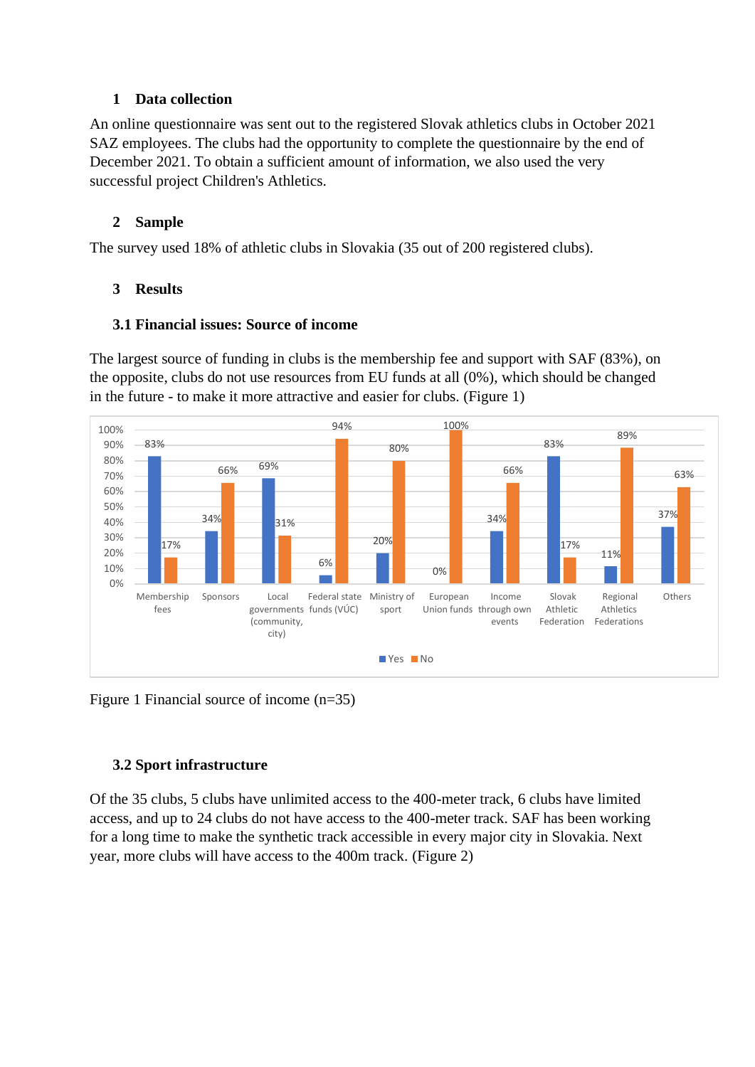## 1 Data collection

An online questionnaire was sent out to the registered Slovak athletics clubs in October 2021 SAZ employees. The clubs had the opportunity to complete the questionnaire by the end of December 2021. To obtain a sufficient amount of information, we also used the very successful project Children's Athletics.

## 2 Sample

The survey used 18% of athletic clubs in Slovakia (35 out of 200 registered clubs).

## 3 Results

### 3.1 Financial issues: Source of income

The largest source of funding in clubs is the membership fee and support with SAF (83%), on the opposite, clubs do not use resources from EU funds at all (0%), which should be changed in the future - to make it more attractive and easier for clubs. (Figure 1)

| | Yes | No |
| --- | --- | --- |
| Membership fees | 83% | 17% |
| Sponsors | 34% | 66% |
| Local governments (community, city) | 69% | 31% |
| Federal state funds (VÚC) | 6% | 94% |
| Ministry of sport | 20% | 80% |
| European Union funds | 0% | 100% |
| Income through own events | 34% | 66% |
| Slovak Athletic Federation | 83% | 17% |
| Regional Athletics Federations | 11% | 89% |
| Others | 37% | 63% |

Figure 1 Financial source of income (n=35)

### 3.2 Sport infrastructure

Of the 35 clubs, 5 clubs have unlimited access to the 400-meter track, 6 clubs have limited access, and up to 24 clubs do not have access to the 400-meter track. SAF has been working for a long time to make the synthetic track accessible in every major city in Slovakia. Next year, more clubs will have access to the 400m track. (Figure 2)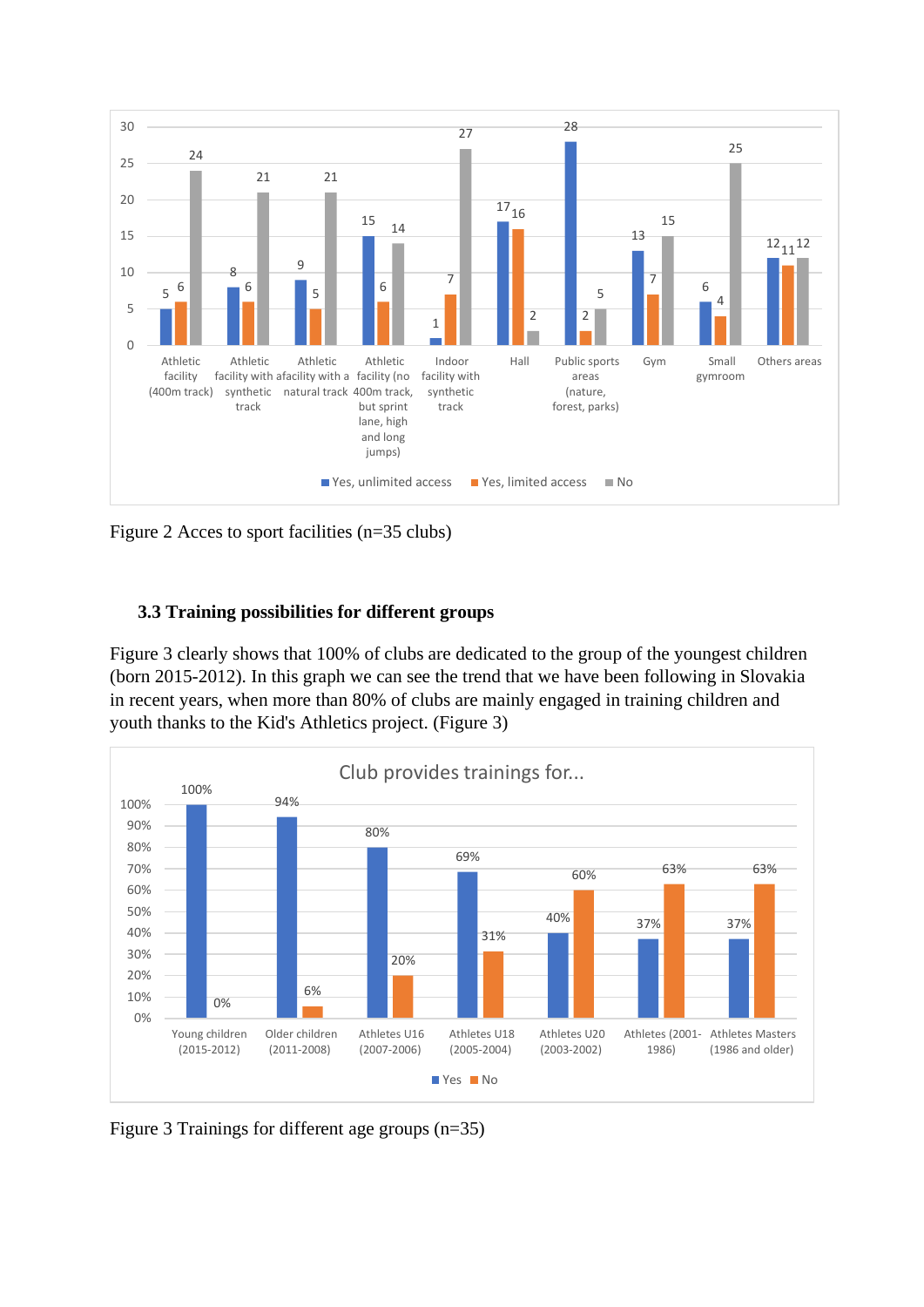Figure 2 Acces to sport facilities (n=35 clubs)

### 3.3 Training possibilities for different groups

Figure 3 clearly shows that 100% of clubs are dedicated to the group of the youngest children (born 2015-2012). In this graph we can see the trend that we have been following in Slovakia in recent years, when more than 80% of clubs are mainly engaged in training children and youth thanks to the Kid's Athletics project. (Figure 3)

Figure 3 Trainings for different age groups (n=35)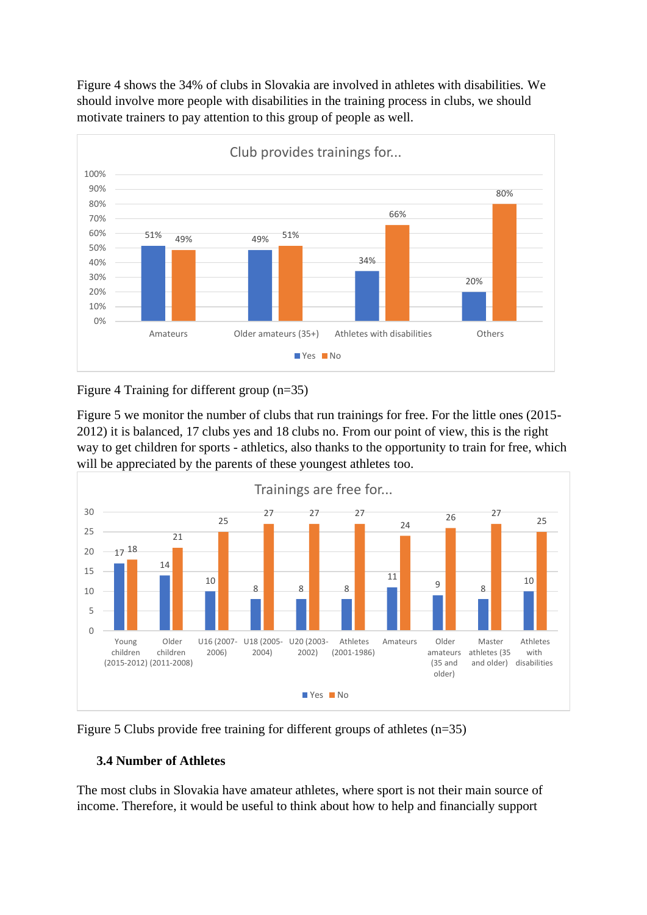Figure 4 shows the 34% of clubs in Slovakia are involved in athletes with disabilities. We should involve more people with disabilities in the training process in clubs, we should motivate trainers to pay attention to this group of people as well.

Figure 4 Training for different group (n=35)

Figure 5 we monitor the number of clubs that run trainings for free. For the little ones (2015-2012) it is balanced, 17 clubs yes and 18 clubs no. From our point of view, this is the right way to get children for sports - athletics, also thanks to the opportunity to train for free, which will be appreciated by the parents of these youngest athletes too.

Figure 5 Clubs provide free training for different groups of athletes (n=35)

### 3.4 Number of Athletes

The most clubs in Slovakia have amateur athletes, where sport is not their main source of income. Therefore, it would be useful to think about how to help and financially support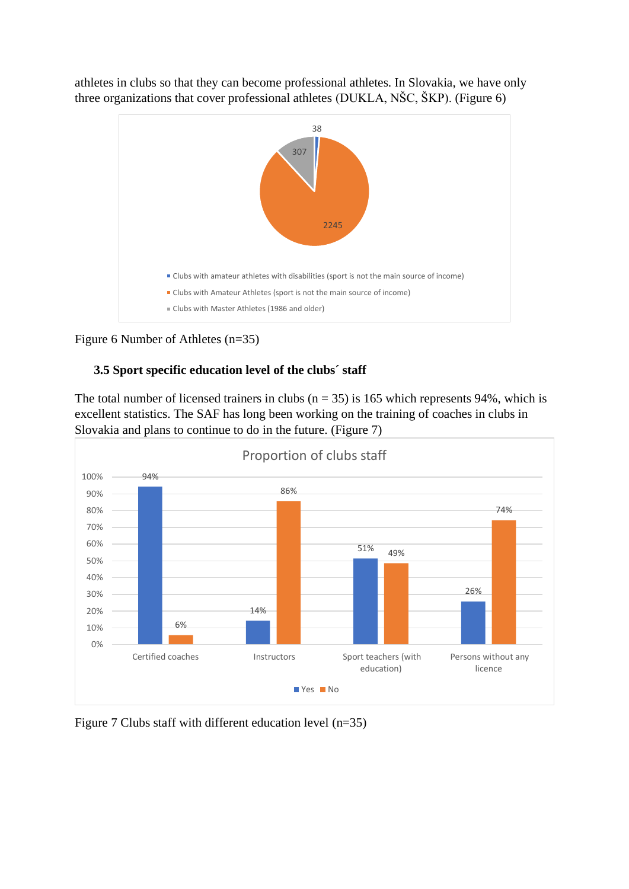athletes in clubs so that they can become professional athletes. In Slovakia, we have only three organizations that cover professional athletes (DUKLA, NŠC, ŠKP). (Figure 6)

Figure 6 Number of Athletes (n=35)

### 3.5 Sport specific education level of the clubs´ staff

The total number of licensed trainers in clubs (n = 35) is 165 which represents 94%, which is excellent statistics. The SAF has long been working on the training of coaches in clubs in Slovakia and plans to continue to do in the future. (Figure 7)

Figure 7 Clubs staff with different education level (n=35)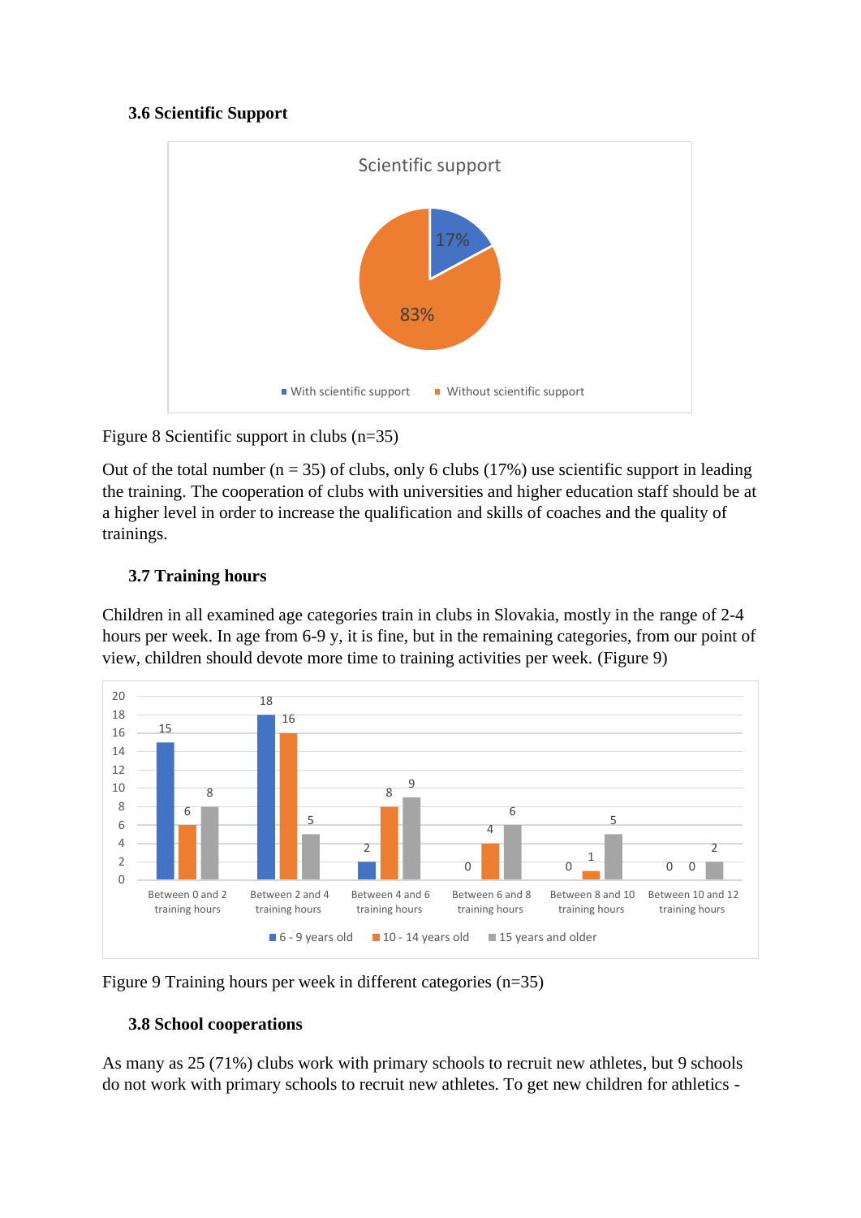### 3.6 Scientific Support

Figure 8 Scientific support in clubs (n=35)

Out of the total number (n = 35) of clubs, only 6 clubs (17%) use scientific support in leading the training. The cooperation of clubs with universities and higher education staff should be at a higher level in order to increase the qualification and skills of coaches and the quality of trainings.

### 3.7 Training hours

Children in all examined age categories train in clubs in Slovakia, mostly in the range of 2-4 hours per week. In age from 6-9 y, it is fine, but in the remaining categories, from our point of view, children should devote more time to training activities per week. (Figure 9)

Figure 9 Training hours per week in different categories (n=35)

### 3.8 School cooperations

As many as 25 (71%) clubs work with primary schools to recruit new athletes, but 9 schools do not work with primary schools to recruit new athletes. To get new children for athletics -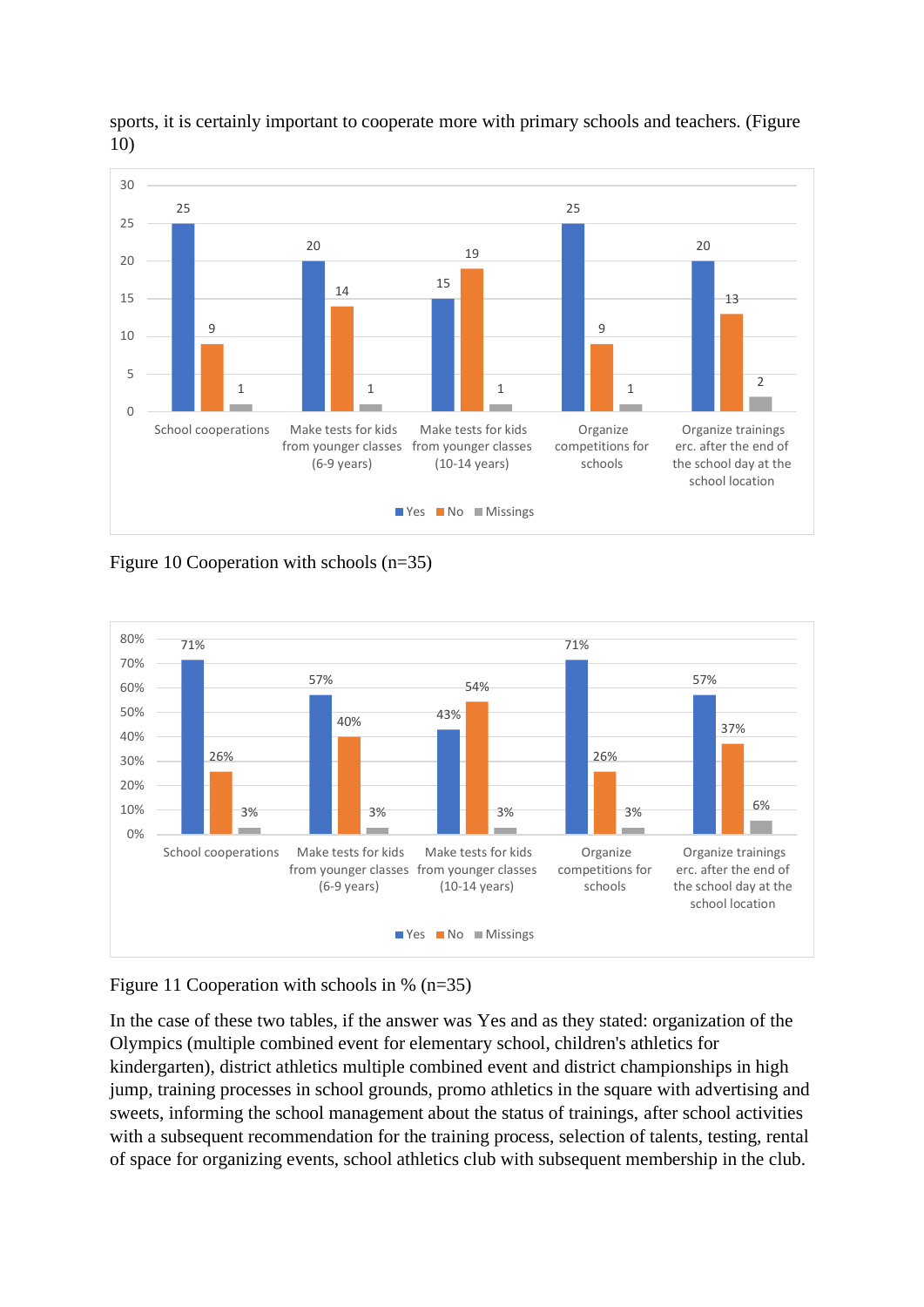sports, it is certainly important to cooperate more with primary schools and teachers. (Figure 10)

| | Yes | No | Missings |
|---|---|---|---|
| School cooperations | 25 | 9 | 1 |
| Make tests for kids from younger classes (6-9 years) | 20 | 14 | 1 |
| Make tests for kids from younger classes (10-14 years) | 15 | 19 | 1 |
| Organize competitions for schools | 25 | 9 | 1 |
| Organize trainings erc. after the end of the school day at the school location | 20 | 13 | 2 |

Figure 10 Cooperation with schools (n=35)

| | Yes | No | Missings |
|---|---|---|---|
| School cooperations | 71% | 26% | 3% |
| Make tests for kids from younger classes (6-9 years) | 57% | 40% | 3% |
| Make tests for kids from younger classes (10-14 years) | 43% | 54% | 3% |
| Organize competitions for schools | 71% | 26% | 3% |
| Organize trainings erc. after the end of the school day at the school location | 57% | 37% | 6% |

Figure 11 Cooperation with schools in % (n=35)

In the case of these two tables, if the answer was Yes and as they stated: organization of the Olympics (multiple combined event for elementary school, children's athletics for kindergarten), district athletics multiple combined event and district championships in high jump, training processes in school grounds, promo athletics in the square with advertising and sweets, informing the school management about the status of trainings, after school activities with a subsequent recommendation for the training process, selection of talents, testing, rental of space for organizing events, school athletics club with subsequent membership in the club.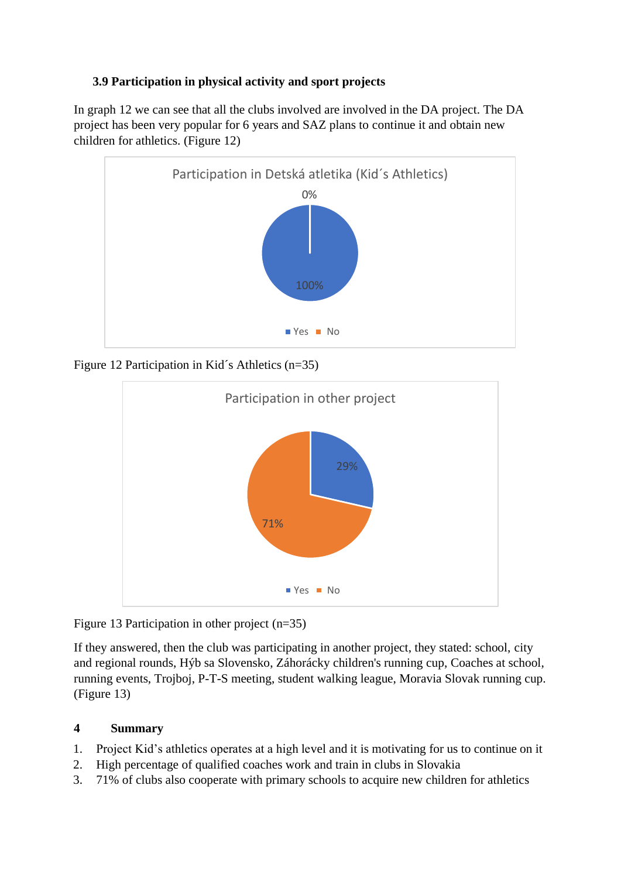### 3.9 Participation in physical activity and sport projects

In graph 12 we can see that all the clubs involved are involved in the DA project. The DA project has been very popular for 6 years and SAZ plans to continue it and obtain new children for athletics. (Figure 12)

Figure 12 Participation in Kid´s Athletics (n=35)

Figure 13 Participation in other project (n=35)

If they answered, then the club was participating in another project, they stated: school, city and regional rounds, Hýb sa Slovensko, Záhorácky children's running cup, Coaches at school, running events, Trojboj, P-T-S meeting, student walking league, Moravia Slovak running cup. (Figure 13)

## 4 Summary

1. Project Kid’s athletics operates at a high level and it is motivating for us to continue on it
2. High percentage of qualified coaches work and train in clubs in Slovakia
3. 71% of clubs also cooperate with primary schools to acquire new children for athletics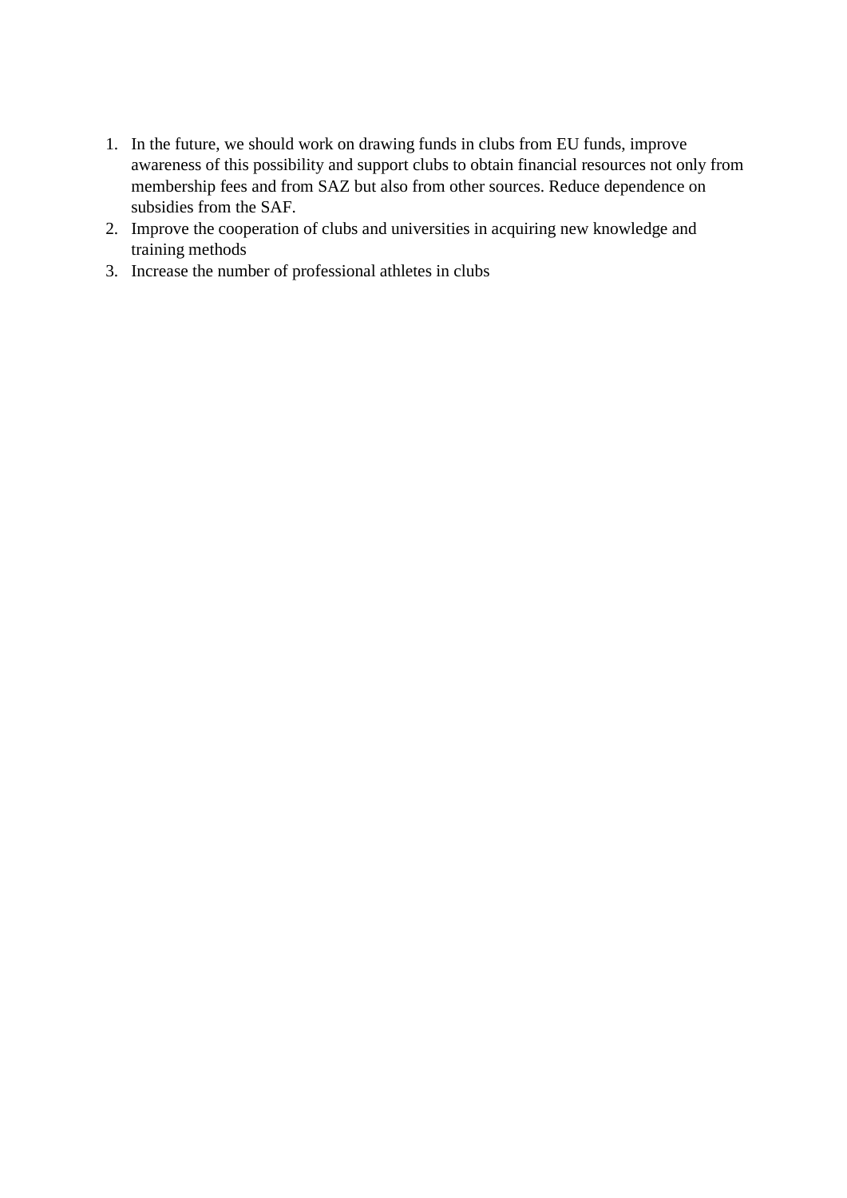1. In the future, we should work on drawing funds in clubs from EU funds, improve awareness of this possibility and support clubs to obtain financial resources not only from membership fees and from SAZ but also from other sources. Reduce dependence on subsidies from the SAF.
2. Improve the cooperation of clubs and universities in acquiring new knowledge and training methods
3. Increase the number of professional athletes in clubs